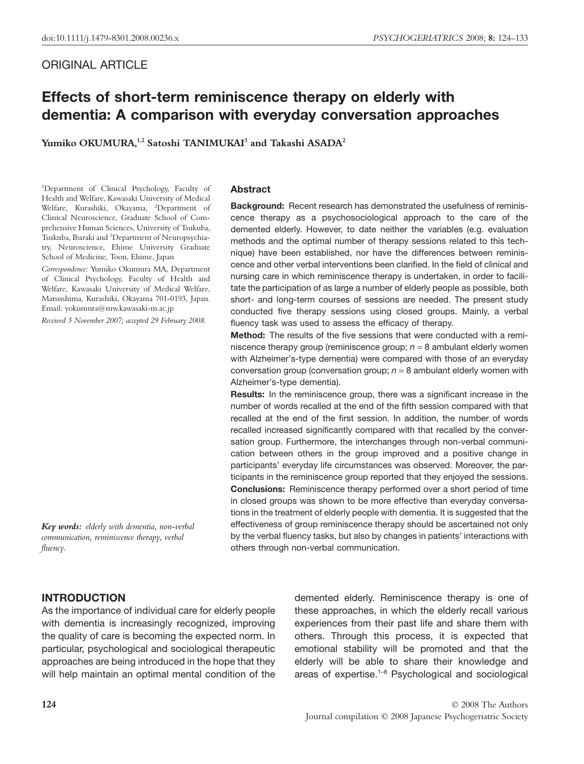ORIGINAL ARTICLE

# Effects of short-term reminiscence therapy on elderly with dementia: A comparison with everyday conversation approaches

**Yumiko OKUMURA,[1,2] Satoshi TANIMUKAI[3] and Takashi ASADA[2]**

[1]Department of Clinical Psychology, Faculty of Health and Welfare, Kawasaki University of Medical Welfare, Kurashiki, Okayama, [2]Department of Clinical Neuroscience, Graduate School of Comprehensive Human Sciences, University of Tsukuba, Tsukuba, Ibaraki and [3]Department of Neuropsychiatry, Neuroscience, Ehime University Graduate School of Medicine, Toon, Ehime, Japan

*Correspondence:* Yumiko Okumura MA, Department of Clinical Psychology, Faculty of Health and Welfare, Kawasaki University of Medical Welfare, Matsushima, Kurashiki, Okayama 701-0193, Japan. Email: yokumura@mw.kawasaki-m.ac.jp

*Received 5 November 2007; accepted 29 February 2008.*

## Abstract

**Background:** Recent research has demonstrated the usefulness of reminiscence therapy as a psychosociological approach to the care of the demented elderly. However, to date neither the variables (e.g. evaluation methods and the optimal number of therapy sessions related to this technique) have been established, nor have the differences between reminiscence and other verbal interventions been clarified. In the field of clinical and nursing care in which reminiscence therapy is undertaken, in order to facilitate the participation of as large a number of elderly people as possible, both short- and long-term courses of sessions are needed. The present study conducted five therapy sessions using closed groups. Mainly, a verbal fluency task was used to assess the efficacy of therapy.

**Method:** The results of the five sessions that were conducted with a reminiscence therapy group (reminiscence group; $n = 8$ ambulant elderly women with Alzheimer's-type dementia) were compared with those of an everyday conversation group (conversation group; $n = 8$ ambulant elderly women with Alzheimer's-type dementia).

**Results:** In the reminiscence group, there was a significant increase in the number of words recalled at the end of the fifth session compared with that recalled at the end of the first session. In addition, the number of words recalled increased significantly compared with that recalled by the conversation group. Furthermore, the interchanges through non-verbal communication between others in the group improved and a positive change in participants' everyday life circumstances was observed. Moreover, the participants in the reminiscence group reported that they enjoyed the sessions.

**Conclusions:** Reminiscence therapy performed over a short period of time in closed groups was shown to be more effective than everyday conversations in the treatment of elderly people with dementia. It is suggested that the effectiveness of group reminiscence therapy should be ascertained not only by the verbal fluency tasks, but also by changes in patients' interactions with others through non-verbal communication.

*Key words:* *elderly with dementia, non-verbal communication, reminiscence therapy, verbal fluency.*

## INTRODUCTION

As the importance of individual care for elderly people with dementia is increasingly recognized, improving the quality of care is becoming the expected norm. In particular, psychological and sociological therapeutic approaches are being introduced in the hope that they will help maintain an optimal mental condition of the demented elderly. Reminiscence therapy is one of these approaches, in which the elderly recall various experiences from their past life and share them with others. Through this process, it is expected that emotional stability will be promoted and that the elderly will be able to share their knowledge and areas of expertise.[1–8] Psychological and sociological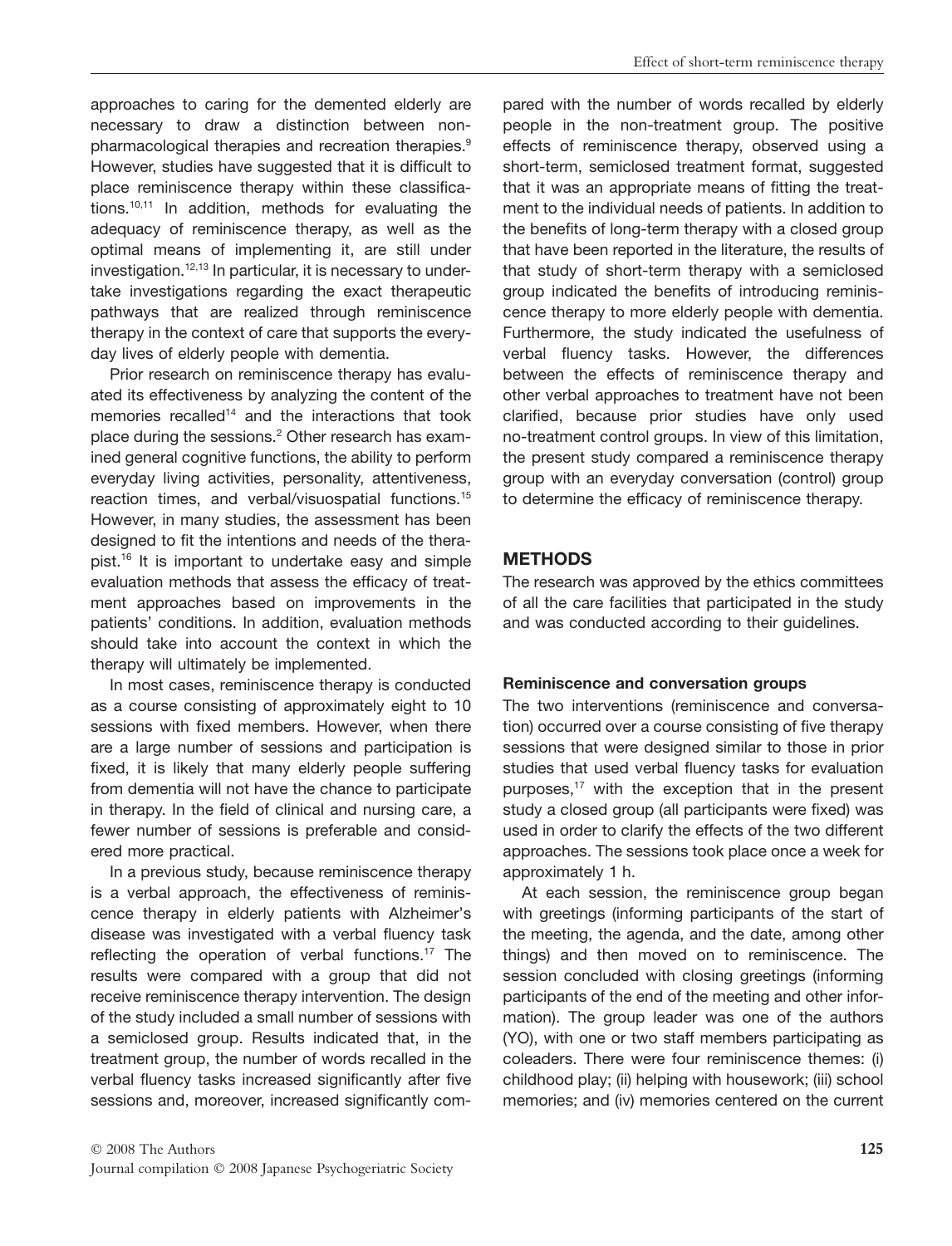approaches to caring for the demented elderly are necessary to draw a distinction between nonpharmacological therapies and recreation therapies.[9] However, studies have suggested that it is difficult to place reminiscence therapy within these classifications.[10,11] In addition, methods for evaluating the adequacy of reminiscence therapy, as well as the optimal means of implementing it, are still under investigation.[12,13] In particular, it is necessary to undertake investigations regarding the exact therapeutic pathways that are realized through reminiscence therapy in the context of care that supports the everyday lives of elderly people with dementia.

Prior research on reminiscence therapy has evaluated its effectiveness by analyzing the content of the memories recalled[14] and the interactions that took place during the sessions.[2] Other research has examined general cognitive functions, the ability to perform everyday living activities, personality, attentiveness, reaction times, and verbal/visuospatial functions.[15] However, in many studies, the assessment has been designed to fit the intentions and needs of the therapist.[16] It is important to undertake easy and simple evaluation methods that assess the efficacy of treatment approaches based on improvements in the patients' conditions. In addition, evaluation methods should take into account the context in which the therapy will ultimately be implemented.

In most cases, reminiscence therapy is conducted as a course consisting of approximately eight to 10 sessions with fixed members. However, when there are a large number of sessions and participation is fixed, it is likely that many elderly people suffering from dementia will not have the chance to participate in therapy. In the field of clinical and nursing care, a fewer number of sessions is preferable and considered more practical.

In a previous study, because reminiscence therapy is a verbal approach, the effectiveness of reminiscence therapy in elderly patients with Alzheimer's disease was investigated with a verbal fluency task reflecting the operation of verbal functions.[17] The results were compared with a group that did not receive reminiscence therapy intervention. The design of the study included a small number of sessions with a semiclosed group. Results indicated that, in the treatment group, the number of words recalled in the verbal fluency tasks increased significantly after five sessions and, moreover, increased significantly compared with the number of words recalled by elderly people in the non-treatment group. The positive effects of reminiscence therapy, observed using a short-term, semiclosed treatment format, suggested that it was an appropriate means of fitting the treatment to the individual needs of patients. In addition to the benefits of long-term therapy with a closed group that have been reported in the literature, the results of that study of short-term therapy with a semiclosed group indicated the benefits of introducing reminiscence therapy to more elderly people with dementia. Furthermore, the study indicated the usefulness of verbal fluency tasks. However, the differences between the effects of reminiscence therapy and other verbal approaches to treatment have not been clarified, because prior studies have only used no-treatment control groups. In view of this limitation, the present study compared a reminiscence therapy group with an everyday conversation (control) group to determine the efficacy of reminiscence therapy.

## METHODS

The research was approved by the ethics committees of all the care facilities that participated in the study and was conducted according to their guidelines.

### Reminiscence and conversation groups

The two interventions (reminiscence and conversation) occurred over a course consisting of five therapy sessions that were designed similar to those in prior studies that used verbal fluency tasks for evaluation purposes,[17] with the exception that in the present study a closed group (all participants were fixed) was used in order to clarify the effects of the two different approaches. The sessions took place once a week for approximately 1 h.

At each session, the reminiscence group began with greetings (informing participants of the start of the meeting, the agenda, and the date, among other things) and then moved on to reminiscence. The session concluded with closing greetings (informing participants of the end of the meeting and other information). The group leader was one of the authors (YO), with one or two staff members participating as coleaders. There were four reminiscence themes: (i) childhood play; (ii) helping with housework; (iii) school memories; and (iv) memories centered on the current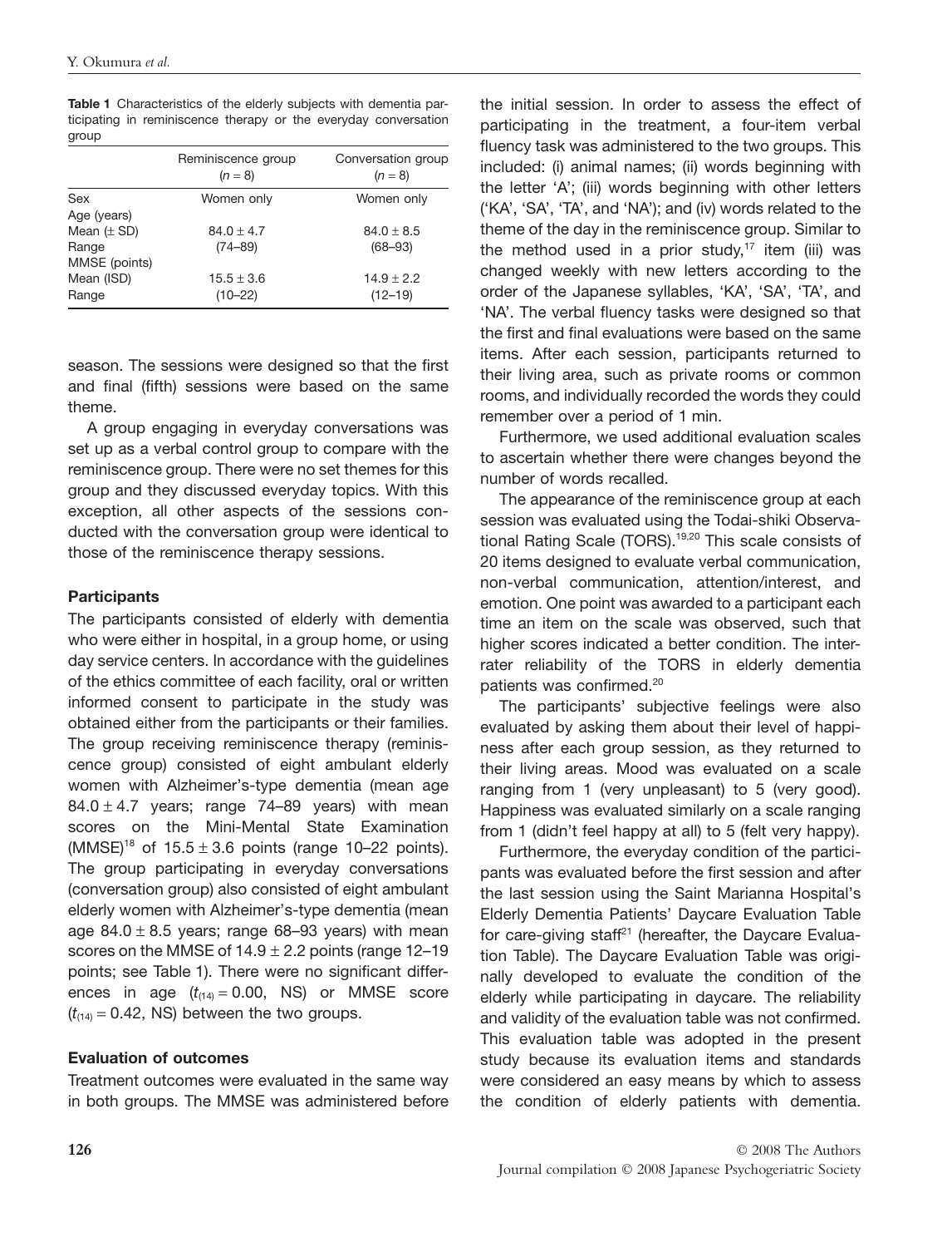**Table 1** Characteristics of the elderly subjects with dementia participating in reminiscence therapy or the everyday conversation group

| | Reminiscence group ($n$ = 8) | Conversation group ($n$ = 8) |
|---|---|---|
| Sex | Women only | Women only |
| Age (years) | | |
| Mean (± SD) | 84.0 ± 4.7 | 84.0 ± 8.5 |
| Range | (74–89) | (68–93) |
| MMSE (points) | | |
| Mean (ISD) | 15.5 ± 3.6 | 14.9 ± 2.2 |
| Range | (10–22) | (12–19) |

season. The sessions were designed so that the first and final (fifth) sessions were based on the same theme.

A group engaging in everyday conversations was set up as a verbal control group to compare with the reminiscence group. There were no set themes for this group and they discussed everyday topics. With this exception, all other aspects of the sessions conducted with the conversation group were identical to those of the reminiscence therapy sessions.

### Participants

The participants consisted of elderly with dementia who were either in hospital, in a group home, or using day service centers. In accordance with the guidelines of the ethics committee of each facility, oral or written informed consent to participate in the study was obtained either from the participants or their families. The group receiving reminiscence therapy (reminiscence group) consisted of eight ambulant elderly women with Alzheimer's-type dementia (mean age 84.0 ± 4.7 years; range 74–89 years) with mean scores on the Mini-Mental State Examination (MMSE)[18] of 15.5 ± 3.6 points (range 10–22 points). The group participating in everyday conversations (conversation group) also consisted of eight ambulant elderly women with Alzheimer's-type dementia (mean age 84.0 ± 8.5 years; range 68–93 years) with mean scores on the MMSE of 14.9 ± 2.2 points (range 12–19 points; see Table 1). There were no significant differences in age ($t_{(14)} = 0.00$, NS) or MMSE score ($t_{(14)} = 0.42$, NS) between the two groups.

### Evaluation of outcomes

Treatment outcomes were evaluated in the same way in both groups. The MMSE was administered before the initial session. In order to assess the effect of participating in the treatment, a four-item verbal fluency task was administered to the two groups. This included: (i) animal names; (ii) words beginning with the letter 'A'; (iii) words beginning with other letters ('KA', 'SA', 'TA', and 'NA'); and (iv) words related to the theme of the day in the reminiscence group. Similar to the method used in a prior study,[17] item (iii) was changed weekly with new letters according to the order of the Japanese syllables, 'KA', 'SA', 'TA', and 'NA'. The verbal fluency tasks were designed so that the first and final evaluations were based on the same items. After each session, participants returned to their living area, such as private rooms or common rooms, and individually recorded the words they could remember over a period of 1 min.

Furthermore, we used additional evaluation scales to ascertain whether there were changes beyond the number of words recalled.

The appearance of the reminiscence group at each session was evaluated using the Todai-shiki Observational Rating Scale (TORS).[19,20] This scale consists of 20 items designed to evaluate verbal communication, non-verbal communication, attention/interest, and emotion. One point was awarded to a participant each time an item on the scale was observed, such that higher scores indicated a better condition. The inter-rater reliability of the TORS in elderly dementia patients was confirmed.[20]

The participants' subjective feelings were also evaluated by asking them about their level of happiness after each group session, as they returned to their living areas. Mood was evaluated on a scale ranging from 1 (very unpleasant) to 5 (very good). Happiness was evaluated similarly on a scale ranging from 1 (didn't feel happy at all) to 5 (felt very happy).

Furthermore, the everyday condition of the participants was evaluated before the first session and after the last session using the Saint Marianna Hospital's Elderly Dementia Patients' Daycare Evaluation Table for care-giving staff[21] (hereafter, the Daycare Evaluation Table). The Daycare Evaluation Table was originally developed to evaluate the condition of the elderly while participating in daycare. The reliability and validity of the evaluation table was not confirmed. This evaluation table was adopted in the present study because its evaluation items and standards were considered an easy means by which to assess the condition of elderly patients with dementia.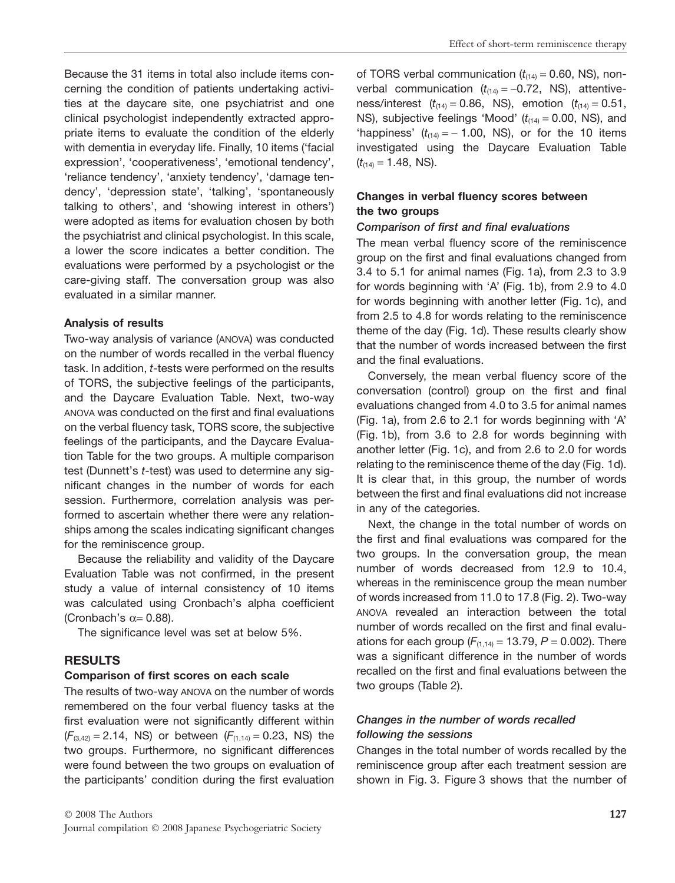Because the 31 items in total also include items concerning the condition of patients undertaking activities at the daycare site, one psychiatrist and one clinical psychologist independently extracted appropriate items to evaluate the condition of the elderly with dementia in everyday life. Finally, 10 items ('facial expression', 'cooperativeness', 'emotional tendency', 'reliance tendency', 'anxiety tendency', 'damage tendency', 'depression state', 'talking', 'spontaneously talking to others', and 'showing interest in others') were adopted as items for evaluation chosen by both the psychiatrist and clinical psychologist. In this scale, a lower the score indicates a better condition. The evaluations were performed by a psychologist or the care-giving staff. The conversation group was also evaluated in a similar manner.

### Analysis of results

Two-way analysis of variance (ANOVA) was conducted on the number of words recalled in the verbal fluency task. In addition, *t*-tests were performed on the results of TORS, the subjective feelings of the participants, and the Daycare Evaluation Table. Next, two-way ANOVA was conducted on the first and final evaluations on the verbal fluency task, TORS score, the subjective feelings of the participants, and the Daycare Evaluation Table for the two groups. A multiple comparison test (Dunnett's *t*-test) was used to determine any significant changes in the number of words for each session. Furthermore, correlation analysis was performed to ascertain whether there were any relationships among the scales indicating significant changes for the reminiscence group.

Because the reliability and validity of the Daycare Evaluation Table was not confirmed, in the present study a value of internal consistency of 10 items was calculated using Cronbach's alpha coefficient (Cronbach's $\alpha = 0.88$).

The significance level was set at below 5%.

## RESULTS

### Comparison of first scores on each scale

The results of two-way ANOVA on the number of words remembered on the four verbal fluency tasks at the first evaluation were not significantly different within ($F_{(3,42)} = 2.14$, NS) or between ($F_{(1,14)} = 0.23$, NS) the two groups. Furthermore, no significant differences were found between the two groups on evaluation of the participants' condition during the first evaluation of TORS verbal communication ($t_{(14)} = 0.60$, NS), non-verbal communication ($t_{(14)} = -0.72$, NS), attentiveness/interest ($t_{(14)} = 0.86$, NS), emotion ($t_{(14)} = 0.51$, NS), subjective feelings 'Mood' ($t_{(14)} = 0.00$, NS), and 'happiness' ($t_{(14)} = -1.00$, NS), or for the 10 items investigated using the Daycare Evaluation Table ($t_{(14)} = 1.48$, NS).

### Changes in verbal fluency scores between the two groups

#### *Comparison of first and final evaluations*

The mean verbal fluency score of the reminiscence group on the first and final evaluations changed from 3.4 to 5.1 for animal names (Fig. 1a), from 2.3 to 3.9 for words beginning with 'A' (Fig. 1b), from 2.9 to 4.0 for words beginning with another letter (Fig. 1c), and from 2.5 to 4.8 for words relating to the reminiscence theme of the day (Fig. 1d). These results clearly show that the number of words increased between the first and the final evaluations.

Conversely, the mean verbal fluency score of the conversation (control) group on the first and final evaluations changed from 4.0 to 3.5 for animal names (Fig. 1a), from 2.6 to 2.1 for words beginning with 'A' (Fig. 1b), from 3.6 to 2.8 for words beginning with another letter (Fig. 1c), and from 2.6 to 2.0 for words relating to the reminiscence theme of the day (Fig. 1d). It is clear that, in this group, the number of words between the first and final evaluations did not increase in any of the categories.

Next, the change in the total number of words on the first and final evaluations was compared for the two groups. In the conversation group, the mean number of words decreased from 12.9 to 10.4, whereas in the reminiscence group the mean number of words increased from 11.0 to 17.8 (Fig. 2). Two-way ANOVA revealed an interaction between the total number of words recalled on the first and final evaluations for each group ($F_{(1,14)} = 13.79$, $P = 0.002$). There was a significant difference in the number of words recalled on the first and final evaluations between the two groups (Table 2).

#### *Changes in the number of words recalled following the sessions*

Changes in the total number of words recalled by the reminiscence group after each treatment session are shown in Fig. 3. Figure 3 shows that the number of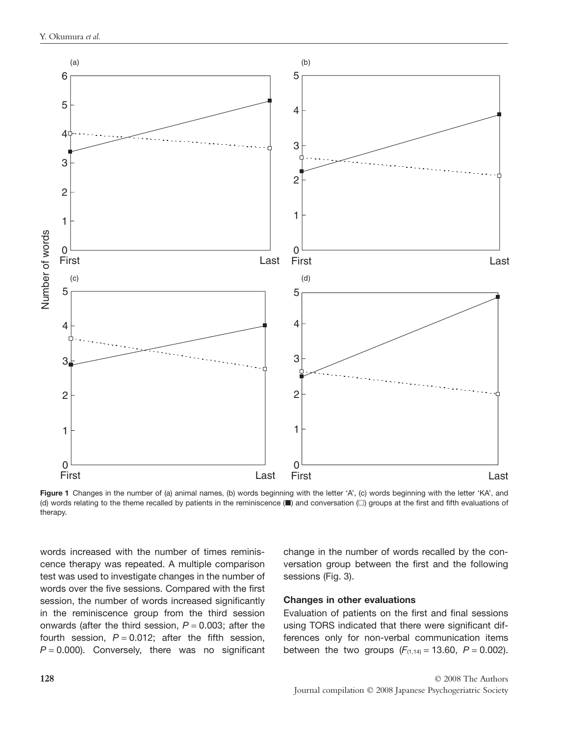Figure 1 Changes in the number of (a) animal names, (b) words beginning with the letter 'A', (c) words beginning with the letter 'KA', and (d) words relating to the theme recalled by patients in the reminiscence (■) and conversation (□) groups at the first and fifth evaluations of therapy.

words increased with the number of times reminiscence therapy was repeated. A multiple comparison test was used to investigate changes in the number of words over the five sessions. Compared with the first session, the number of words increased significantly in the reminiscence group from the third session onwards (after the third session, $P = 0.003$; after the fourth session, $P = 0.012$; after the fifth session, $P = 0.000$). Conversely, there was no significant change in the number of words recalled by the conversation group between the first and the following sessions (Fig. 3).

### Changes in other evaluations

Evaluation of patients on the first and final sessions using TORS indicated that there were significant differences only for non-verbal communication items between the two groups ($F_{(1,14)} = 13.60$, $P = 0.002$).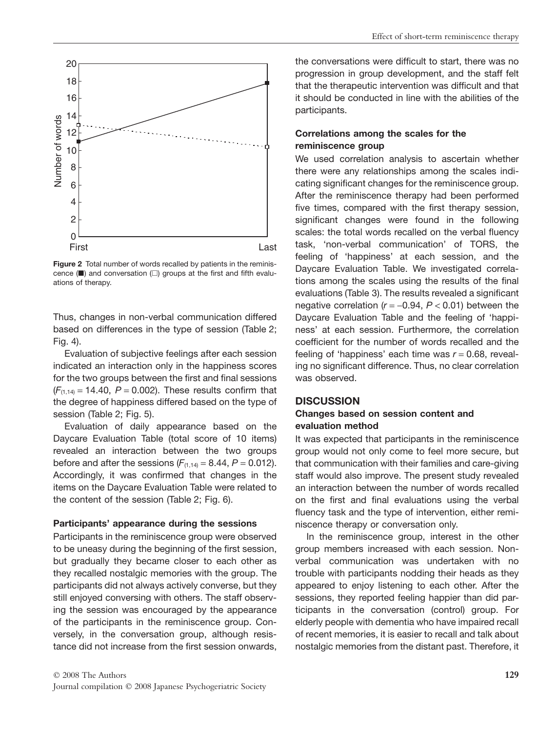Figure 2 Total number of words recalled by patients in the reminiscence (■) and conversation (□) groups at the first and fifth evaluations of therapy.

Thus, changes in non-verbal communication differed based on differences in the type of session (Table 2; Fig. 4).

Evaluation of subjective feelings after each session indicated an interaction only in the happiness scores for the two groups between the first and final sessions ($F_{(1,14)} = 14.40$, $P = 0.002$). These results confirm that the degree of happiness differed based on the type of session (Table 2; Fig. 5).

Evaluation of daily appearance based on the Daycare Evaluation Table (total score of 10 items) revealed an interaction between the two groups before and after the sessions ($F_{(1,14)} = 8.44$, $P = 0.012$). Accordingly, it was confirmed that changes in the items on the Daycare Evaluation Table were related to the content of the session (Table 2; Fig. 6).

### Participants' appearance during the sessions

Participants in the reminiscence group were observed to be uneasy during the beginning of the first session, but gradually they became closer to each other as they recalled nostalgic memories with the group. The participants did not always actively converse, but they still enjoyed conversing with others. The staff observing the session was encouraged by the appearance of the participants in the reminiscence group. Conversely, in the conversation group, although resistance did not increase from the first session onwards, the conversations were difficult to start, there was no progression in group development, and the staff felt that the therapeutic intervention was difficult and that it should be conducted in line with the abilities of the participants.

### Correlations among the scales for the reminiscence group

We used correlation analysis to ascertain whether there were any relationships among the scales indicating significant changes for the reminiscence group. After the reminiscence therapy had been performed five times, compared with the first therapy session, significant changes were found in the following scales: the total words recalled on the verbal fluency task, 'non-verbal communication' of TORS, the feeling of 'happiness' at each session, and the Daycare Evaluation Table. We investigated correlations among the scales using the results of the final evaluations (Table 3). The results revealed a significant negative correlation ($r = -0.94$, $P < 0.01$) between the Daycare Evaluation Table and the feeling of 'happiness' at each session. Furthermore, the correlation coefficient for the number of words recalled and the feeling of 'happiness' each time was $r = 0.68$, revealing no significant difference. Thus, no clear correlation was observed.

## DISCUSSION

### Changes based on session content and evaluation method

It was expected that participants in the reminiscence group would not only come to feel more secure, but that communication with their families and care-giving staff would also improve. The present study revealed an interaction between the number of words recalled on the first and final evaluations using the verbal fluency task and the type of intervention, either reminiscence therapy or conversation only.

In the reminiscence group, interest in the other group members increased with each session. Non-verbal communication was undertaken with no trouble with participants nodding their heads as they appeared to enjoy listening to each other. After the sessions, they reported feeling happier than did participants in the conversation (control) group. For elderly people with dementia who have impaired recall of recent memories, it is easier to recall and talk about nostalgic memories from the distant past. Therefore, it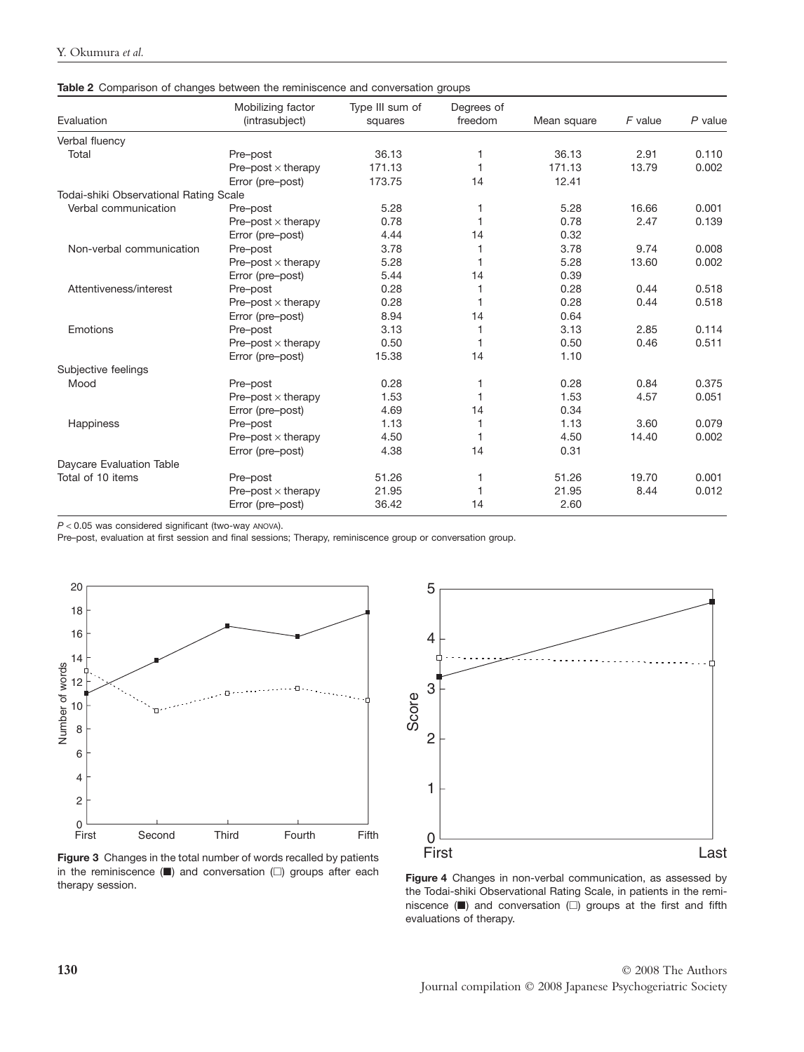**Table 2** Comparison of changes between the reminiscence and conversation groups

| Evaluation | Mobilizing factor (intrasubject) | Type III sum of squares | Degrees of freedom | Mean square | *F* value | *P* value |
|---|---|---|---|---|---|---|
| Verbal fluency | | | | | | |
| Total | Pre–post | 36.13 | 1 | 36.13 | 2.91 | 0.110 |
| | Pre–post × therapy | 171.13 | 1 | 171.13 | 13.79 | 0.002 |
| | Error (pre–post) | 173.75 | 14 | 12.41 | | |
| Todai-shiki Observational Rating Scale | | | | | | |
| Verbal communication | Pre–post | 5.28 | 1 | 5.28 | 16.66 | 0.001 |
| | Pre–post × therapy | 0.78 | 1 | 0.78 | 2.47 | 0.139 |
| | Error (pre–post) | 4.44 | 14 | 0.32 | | |
| Non-verbal communication | Pre–post | 3.78 | 1 | 3.78 | 9.74 | 0.008 |
| | Pre–post × therapy | 5.28 | 1 | 5.28 | 13.60 | 0.002 |
| | Error (pre–post) | 5.44 | 14 | 0.39 | | |
| Attentiveness/interest | Pre–post | 0.28 | 1 | 0.28 | 0.44 | 0.518 |
| | Pre–post × therapy | 0.28 | 1 | 0.28 | 0.44 | 0.518 |
| | Error (pre–post) | 8.94 | 14 | 0.64 | | |
| Emotions | Pre–post | 3.13 | 1 | 3.13 | 2.85 | 0.114 |
| | Pre–post × therapy | 0.50 | 1 | 0.50 | 0.46 | 0.511 |
| | Error (pre–post) | 15.38 | 14 | 1.10 | | |
| Subjective feelings | | | | | | |
| Mood | Pre–post | 0.28 | 1 | 0.28 | 0.84 | 0.375 |
| | Pre–post × therapy | 1.53 | 1 | 1.53 | 4.57 | 0.051 |
| | Error (pre–post) | 4.69 | 14 | 0.34 | | |
| Happiness | Pre–post | 1.13 | 1 | 1.13 | 3.60 | 0.079 |
| | Pre–post × therapy | 4.50 | 1 | 4.50 | 14.40 | 0.002 |
| | Error (pre–post) | 4.38 | 14 | 0.31 | | |
| Daycare Evaluation Table | | | | | | |
| Total of 10 items | Pre–post | 51.26 | 1 | 51.26 | 19.70 | 0.001 |
| | Pre–post × therapy | 21.95 | 1 | 21.95 | 8.44 | 0.012 |
| | Error (pre–post) | 36.42 | 14 | 2.60 | | |

$P < 0.05$ was considered significant (two-way ANOVA).
Pre–post, evaluation at first session and final sessions; Therapy, reminiscence group or conversation group.

**Figure 3** Changes in the total number of words recalled by patients in the reminiscence (■) and conversation (□) groups after each therapy session.

**Figure 4** Changes in non-verbal communication, as assessed by the Todai-shiki Observational Rating Scale, in patients in the reminiscence (■) and conversation (□) groups at the first and fifth evaluations of therapy.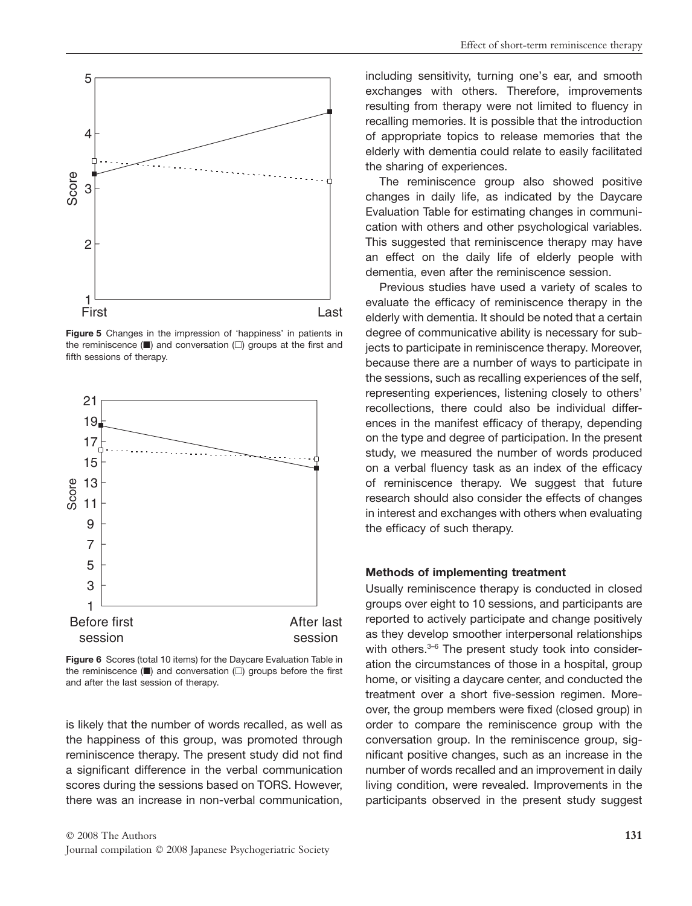**Figure 5** Changes in the impression of 'happiness' in patients in the reminiscence (■) and conversation (□) groups at the first and fifth sessions of therapy.

**Figure 6** Scores (total 10 items) for the Daycare Evaluation Table in the reminiscence (■) and conversation (□) groups before the first and after the last session of therapy.

is likely that the number of words recalled, as well as the happiness of this group, was promoted through reminiscence therapy. The present study did not find a significant difference in the verbal communication scores during the sessions based on TORS. However, there was an increase in non-verbal communication, including sensitivity, turning one's ear, and smooth exchanges with others. Therefore, improvements resulting from therapy were not limited to fluency in recalling memories. It is possible that the introduction of appropriate topics to release memories that the elderly with dementia could relate to easily facilitated the sharing of experiences.

The reminiscence group also showed positive changes in daily life, as indicated by the Daycare Evaluation Table for estimating changes in communication with others and other psychological variables. This suggested that reminiscence therapy may have an effect on the daily life of elderly people with dementia, even after the reminiscence session.

Previous studies have used a variety of scales to evaluate the efficacy of reminiscence therapy in the elderly with dementia. It should be noted that a certain degree of communicative ability is necessary for subjects to participate in reminiscence therapy. Moreover, because there are a number of ways to participate in the sessions, such as recalling experiences of the self, representing experiences, listening closely to others' recollections, there could also be individual differences in the manifest efficacy of therapy, depending on the type and degree of participation. In the present study, we measured the number of words produced on a verbal fluency task as an index of the efficacy of reminiscence therapy. We suggest that future research should also consider the effects of changes in interest and exchanges with others when evaluating the efficacy of such therapy.

#### Methods of implementing treatment

Usually reminiscence therapy is conducted in closed groups over eight to 10 sessions, and participants are reported to actively participate and change positively as they develop smoother interpersonal relationships with others.[3–6] The present study took into consideration the circumstances of those in a hospital, group home, or visiting a daycare center, and conducted the treatment over a short five-session regimen. Moreover, the group members were fixed (closed group) in order to compare the reminiscence group with the conversation group. In the reminiscence group, significant positive changes, such as an increase in the number of words recalled and an improvement in daily living condition, were revealed. Improvements in the participants observed in the present study suggest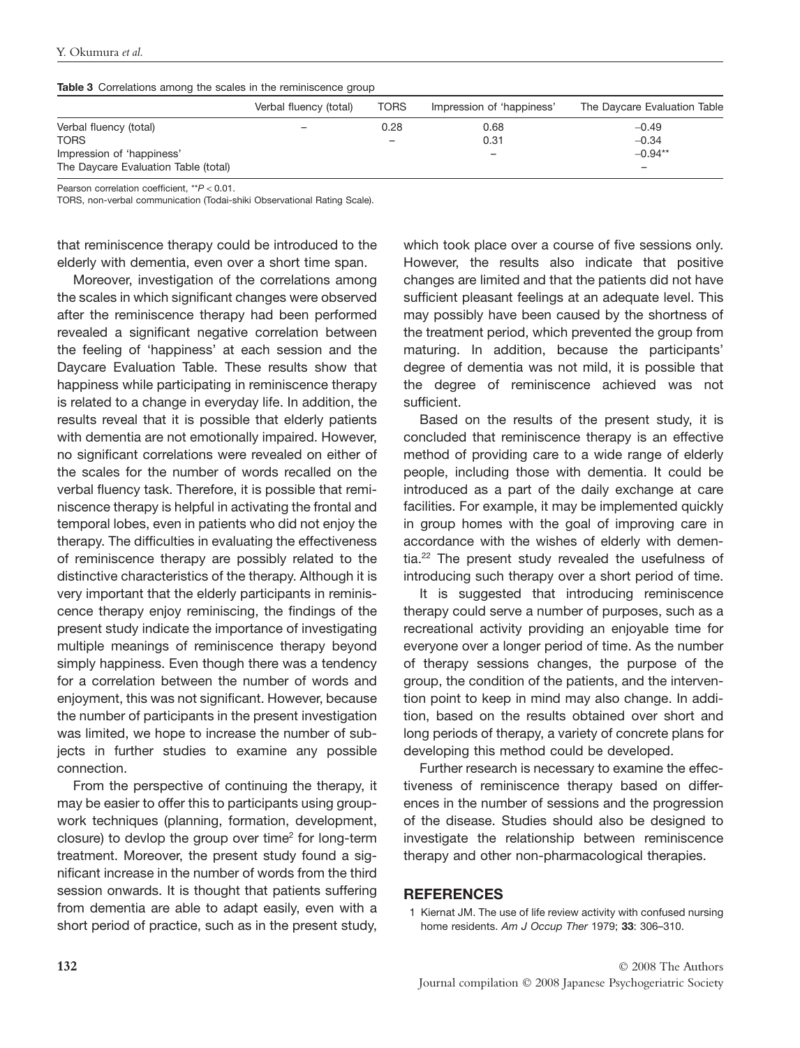**Table 3** Correlations among the scales in the reminiscence group

| | Verbal fluency (total) | TORS | Impression of 'happiness' | The Daycare Evaluation Table |
|---|---|---|---|---|
| Verbal fluency (total) | – | 0.28 | 0.68 | −0.49 |
| TORS | | – | 0.31 | −0.34 |
| Impression of 'happiness' | | | – | −0.94** |
| The Daycare Evaluation Table (total) | | | | – |

Pearson correlation coefficient, $^{**}P < 0.01$.
TORS, non-verbal communication (Todai-shiki Observational Rating Scale).

that reminiscence therapy could be introduced to the elderly with dementia, even over a short time span.

Moreover, investigation of the correlations among the scales in which significant changes were observed after the reminiscence therapy had been performed revealed a significant negative correlation between the feeling of 'happiness' at each session and the Daycare Evaluation Table. These results show that happiness while participating in reminiscence therapy is related to a change in everyday life. In addition, the results reveal that it is possible that elderly patients with dementia are not emotionally impaired. However, no significant correlations were revealed on either of the scales for the number of words recalled on the verbal fluency task. Therefore, it is possible that reminiscence therapy is helpful in activating the frontal and temporal lobes, even in patients who did not enjoy the therapy. The difficulties in evaluating the effectiveness of reminiscence therapy are possibly related to the distinctive characteristics of the therapy. Although it is very important that the elderly participants in reminiscence therapy enjoy reminiscing, the findings of the present study indicate the importance of investigating multiple meanings of reminiscence therapy beyond simply happiness. Even though there was a tendency for a correlation between the number of words and enjoyment, this was not significant. However, because the number of participants in the present investigation was limited, we hope to increase the number of subjects in further studies to examine any possible connection.

From the perspective of continuing the therapy, it may be easier to offer this to participants using groupwork techniques (planning, formation, development, closure) to devlop the group over time[2] for long-term treatment. Moreover, the present study found a significant increase in the number of words from the third session onwards. It is thought that patients suffering from dementia are able to adapt easily, even with a short period of practice, such as in the present study, which took place over a course of five sessions only. However, the results also indicate that positive changes are limited and that the patients did not have sufficient pleasant feelings at an adequate level. This may possibly have been caused by the shortness of the treatment period, which prevented the group from maturing. In addition, because the participants' degree of dementia was not mild, it is possible that the degree of reminiscence achieved was not sufficient.

Based on the results of the present study, it is concluded that reminiscence therapy is an effective method of providing care to a wide range of elderly people, including those with dementia. It could be introduced as a part of the daily exchange at care facilities. For example, it may be implemented quickly in group homes with the goal of improving care in accordance with the wishes of elderly with dementia.[22] The present study revealed the usefulness of introducing such therapy over a short period of time.

It is suggested that introducing reminiscence therapy could serve a number of purposes, such as a recreational activity providing an enjoyable time for everyone over a longer period of time. As the number of therapy sessions changes, the purpose of the group, the condition of the patients, and the intervention point to keep in mind may also change. In addition, based on the results obtained over short and long periods of therapy, a variety of concrete plans for developing this method could be developed.

Further research is necessary to examine the effectiveness of reminiscence therapy based on differences in the number of sessions and the progression of the disease. Studies should also be designed to investigate the relationship between reminiscence therapy and other non-pharmacological therapies.

## REFERENCES

1 Kiernat JM. The use of life review activity with confused nursing home residents. *Am J Occup Ther* 1979; **33**: 306–310.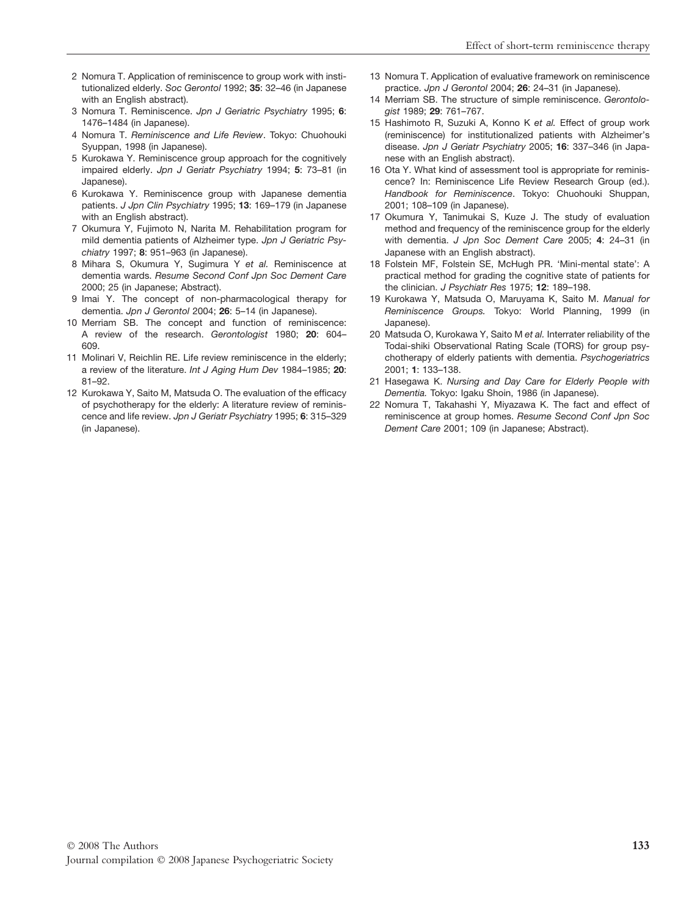2 Nomura T. Application of reminiscence to group work with institutionalized elderly. *Soc Gerontol* 1992; **35**: 32–46 (in Japanese with an English abstract).

3 Nomura T. Reminiscence. *Jpn J Geriatric Psychiatry* 1995; **6**: 1476–1484 (in Japanese).

4 Nomura T. *Reminiscence and Life Review*. Tokyo: Chuohouki Syuppan, 1998 (in Japanese).

5 Kurokawa Y. Reminiscence group approach for the cognitively impaired elderly. *Jpn J Geriatr Psychiatry* 1994; **5**: 73–81 (in Japanese).

6 Kurokawa Y. Reminiscence group with Japanese dementia patients. *J Jpn Clin Psychiatry* 1995; **13**: 169–179 (in Japanese with an English abstract).

7 Okumura Y, Fujimoto N, Narita M. Rehabilitation program for mild dementia patients of Alzheimer type. *Jpn J Geriatric Psychiatry* 1997; **8**: 951–963 (in Japanese).

8 Mihara S, Okumura Y, Sugimura Y *et al.* Reminiscence at dementia wards. *Resume Second Conf Jpn Soc Dement Care* 2000; 25 (in Japanese; Abstract).

9 Imai Y. The concept of non-pharmacological therapy for dementia. *Jpn J Gerontol* 2004; **26**: 5–14 (in Japanese).

10 Merriam SB. The concept and function of reminiscence: A review of the research. *Gerontologist* 1980; **20**: 604–609.

11 Molinari V, Reichlin RE. Life review reminiscence in the elderly; a review of the literature. *Int J Aging Hum Dev* 1984–1985; **20**: 81–92.

12 Kurokawa Y, Saito M, Matsuda O. The evaluation of the efficacy of psychotherapy for the elderly: A literature review of reminiscence and life review. *Jpn J Geriatr Psychiatry* 1995; **6**: 315–329 (in Japanese).

13 Nomura T. Application of evaluative framework on reminiscence practice. *Jpn J Gerontol* 2004; **26**: 24–31 (in Japanese).

14 Merriam SB. The structure of simple reminiscence. *Gerontologist* 1989; **29**: 761–767.

15 Hashimoto R, Suzuki A, Konno K *et al.* Effect of group work (reminiscence) for institutionalized patients with Alzheimer's disease. *Jpn J Geriatr Psychiatry* 2005; **16**: 337–346 (in Japanese with an English abstract).

16 Ota Y. What kind of assessment tool is appropriate for reminiscence? In: Reminiscence Life Review Research Group (ed.). *Handbook for Reminiscence*. Tokyo: Chuohouki Shuppan, 2001; 108–109 (in Japanese).

17 Okumura Y, Tanimukai S, Kuze J. The study of evaluation method and frequency of the reminiscence group for the elderly with dementia. *J Jpn Soc Dement Care* 2005; **4**: 24–31 (in Japanese with an English abstract).

18 Folstein MF, Folstein SE, McHugh PR. 'Mini-mental state': A practical method for grading the cognitive state of patients for the clinician. *J Psychiatr Res* 1975; **12**: 189–198.

19 Kurokawa Y, Matsuda O, Maruyama K, Saito M. *Manual for Reminiscence Groups.* Tokyo: World Planning, 1999 (in Japanese).

20 Matsuda O, Kurokawa Y, Saito M *et al.* Interrater reliability of the Todai-shiki Observational Rating Scale (TORS) for group psychotherapy of elderly patients with dementia. *Psychogeriatrics* 2001; **1**: 133–138.

21 Hasegawa K. *Nursing and Day Care for Elderly People with Dementia.* Tokyo: Igaku Shoin, 1986 (in Japanese).

22 Nomura T, Takahashi Y, Miyazawa K. The fact and effect of reminiscence at group homes. *Resume Second Conf Jpn Soc Dement Care* 2001; 109 (in Japanese; Abstract).